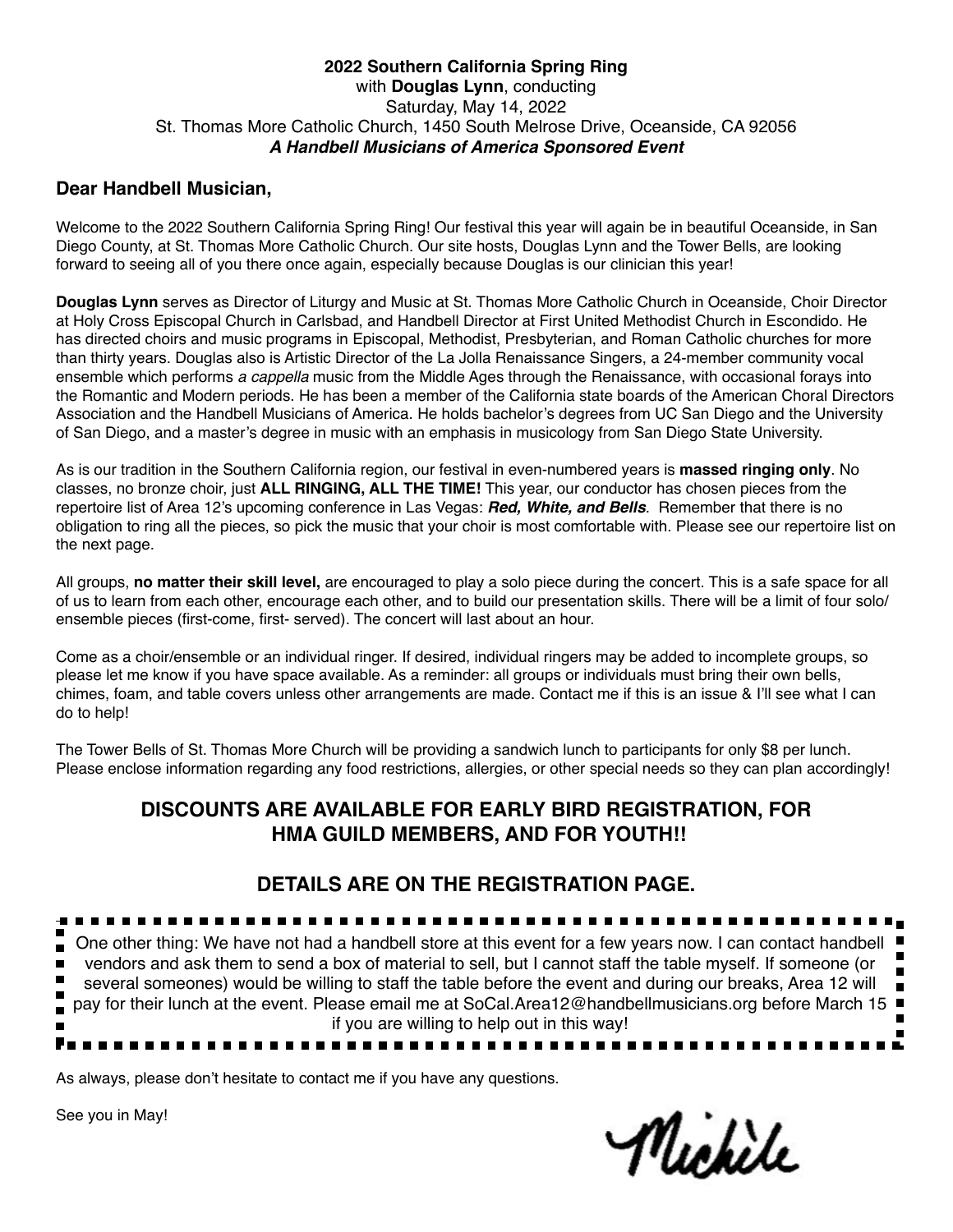**2022 Southern California Spring Ring**
with **Douglas Lynn**, conducting
Saturday, May 14, 2022
St. Thomas More Catholic Church, 1450 South Melrose Drive, Oceanside, CA 92056
***A Handbell Musicians of America Sponsored Event***

## Dear Handbell Musician,

Welcome to the 2022 Southern California Spring Ring! Our festival this year will again be in beautiful Oceanside, in San Diego County, at St. Thomas More Catholic Church. Our site hosts, Douglas Lynn and the Tower Bells, are looking forward to seeing all of you there once again, especially because Douglas is our clinician this year!

**Douglas Lynn** serves as Director of Liturgy and Music at St. Thomas More Catholic Church in Oceanside, Choir Director at Holy Cross Episcopal Church in Carlsbad, and Handbell Director at First United Methodist Church in Escondido. He has directed choirs and music programs in Episcopal, Methodist, Presbyterian, and Roman Catholic churches for more than thirty years. Douglas also is Artistic Director of the La Jolla Renaissance Singers, a 24-member community vocal ensemble which performs *a cappella* music from the Middle Ages through the Renaissance, with occasional forays into the Romantic and Modern periods. He has been a member of the California state boards of the American Choral Directors Association and the Handbell Musicians of America. He holds bachelor's degrees from UC San Diego and the University of San Diego, and a master's degree in music with an emphasis in musicology from San Diego State University.

As is our tradition in the Southern California region, our festival in even-numbered years is **massed ringing only**. No classes, no bronze choir, just **ALL RINGING, ALL THE TIME!** This year, our conductor has chosen pieces from the repertoire list of Area 12's upcoming conference in Las Vegas: ***Red, White, and Bells***. Remember that there is no obligation to ring all the pieces, so pick the music that your choir is most comfortable with. Please see our repertoire list on the next page.

All groups, **no matter their skill level,** are encouraged to play a solo piece during the concert. This is a safe space for all of us to learn from each other, encourage each other, and to build our presentation skills. There will be a limit of four solo/ensemble pieces (first-come, first- served). The concert will last about an hour.

Come as a choir/ensemble or an individual ringer. If desired, individual ringers may be added to incomplete groups, so please let me know if you have space available. As a reminder: all groups or individuals must bring their own bells, chimes, foam, and table covers unless other arrangements are made. Contact me if this is an issue & I'll see what I can do to help!

The Tower Bells of St. Thomas More Church will be providing a sandwich lunch to participants for only $8 per lunch. Please enclose information regarding any food restrictions, allergies, or other special needs so they can plan accordingly!

## DISCOUNTS ARE AVAILABLE FOR EARLY BIRD REGISTRATION, FOR HMA GUILD MEMBERS, AND FOR YOUTH!!

## DETAILS ARE ON THE REGISTRATION PAGE.

One other thing: We have not had a handbell store at this event for a few years now. I can contact handbell vendors and ask them to send a box of material to sell, but I cannot staff the table myself. If someone (or several someones) would be willing to staff the table before the event and during our breaks, Area 12 will pay for their lunch at the event. Please email me at SoCal.Area12@handbellmusicians.org before March 15 if you are willing to help out in this way!

As always, please don't hesitate to contact me if you have any questions.

See you in May!

Michèle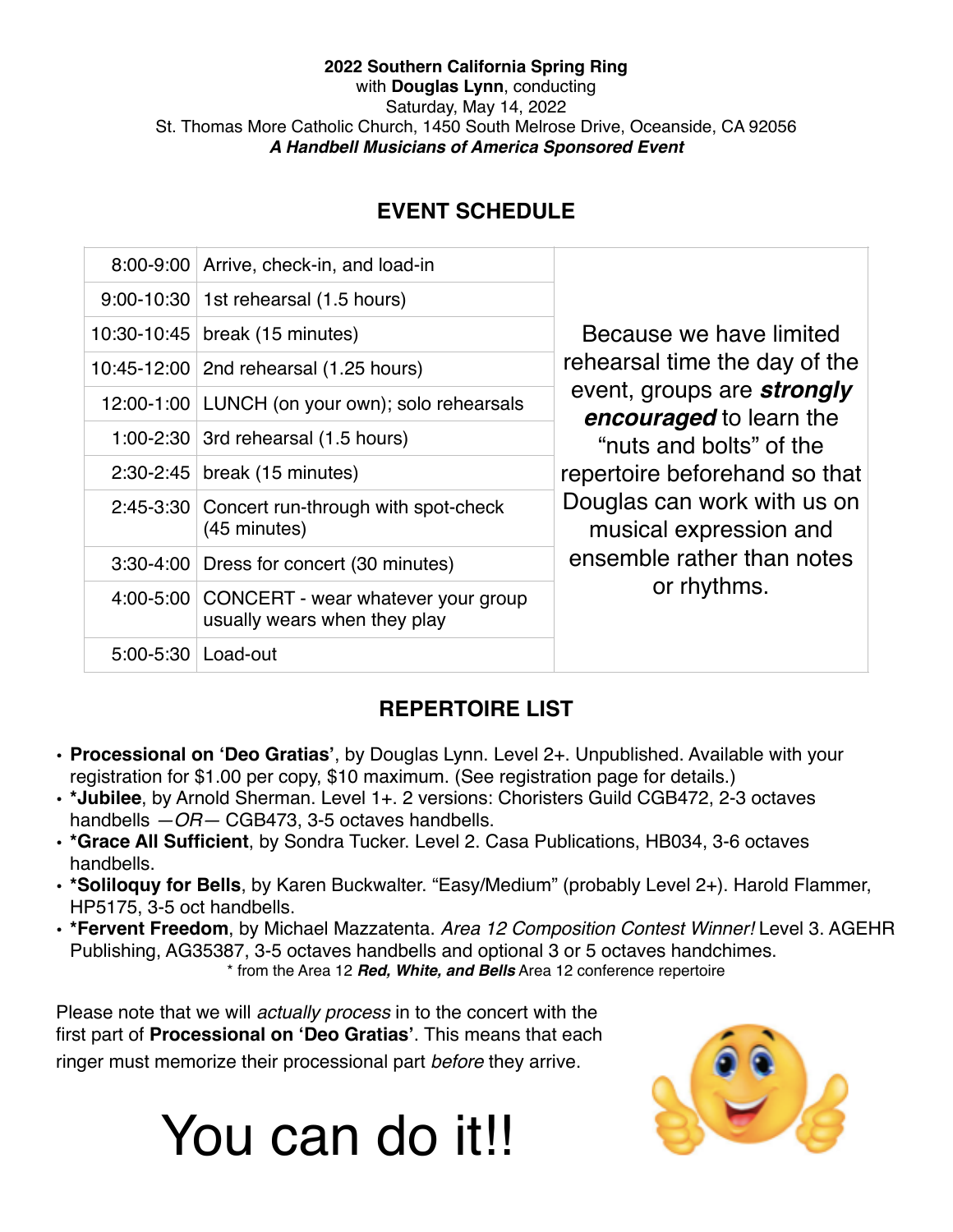**2022 Southern California Spring Ring**
with **Douglas Lynn**, conducting
Saturday, May 14, 2022
St. Thomas More Catholic Church, 1450 South Melrose Drive, Oceanside, CA 92056
***A Handbell Musicians of America Sponsored Event***

## EVENT SCHEDULE

| | | |
|---|---|---|
| 8:00-9:00 | Arrive, check-in, and load-in | Because we have limited rehearsal time the day of the event, groups are ***strongly encouraged*** to learn the "nuts and bolts" of the repertoire beforehand so that Douglas can work with us on musical expression and ensemble rather than notes or rhythms. |
| 9:00-10:30 | 1st rehearsal (1.5 hours) | |
| 10:30-10:45 | break (15 minutes) | |
| 10:45-12:00 | 2nd rehearsal (1.25 hours) | |
| 12:00-1:00 | LUNCH (on your own); solo rehearsals | |
| 1:00-2:30 | 3rd rehearsal (1.5 hours) | |
| 2:30-2:45 | break (15 minutes) | |
| 2:45-3:30 | Concert run-through with spot-check (45 minutes) | |
| 3:30-4:00 | Dress for concert (30 minutes) | |
| 4:00-5:00 | CONCERT - wear whatever your group usually wears when they play | |
| 5:00-5:30 | Load-out | |

## REPERTOIRE LIST

- **Processional on 'Deo Gratias'**, by Douglas Lynn. Level 2+. Unpublished. Available with your registration for $1.00 per copy, $10 maximum. (See registration page for details.)
- ***Jubilee**, by Arnold Sherman. Level 1+. 2 versions: Choristers Guild CGB472, 2-3 octaves handbells —*OR*— CGB473, 3-5 octaves handbells.
- ***Grace All Sufficient**, by Sondra Tucker. Level 2. Casa Publications, HB034, 3-6 octaves handbells.
- ***Soliloquy for Bells**, by Karen Buckwalter. "Easy/Medium" (probably Level 2+). Harold Flammer, HP5175, 3-5 oct handbells.
- ***Fervent Freedom**, by Michael Mazzatenta. *Area 12 Composition Contest Winner!* Level 3. AGEHR Publishing, AG35387, 3-5 octaves handbells and optional 3 or 5 octaves handchimes.

\* from the Area 12 ***Red, White, and Bells*** Area 12 conference repertoire

Please note that we will *actually process* in to the concert with the first part of **Processional on 'Deo Gratias'**. This means that each ringer must memorize their processional part *before* they arrive.

# You can do it!!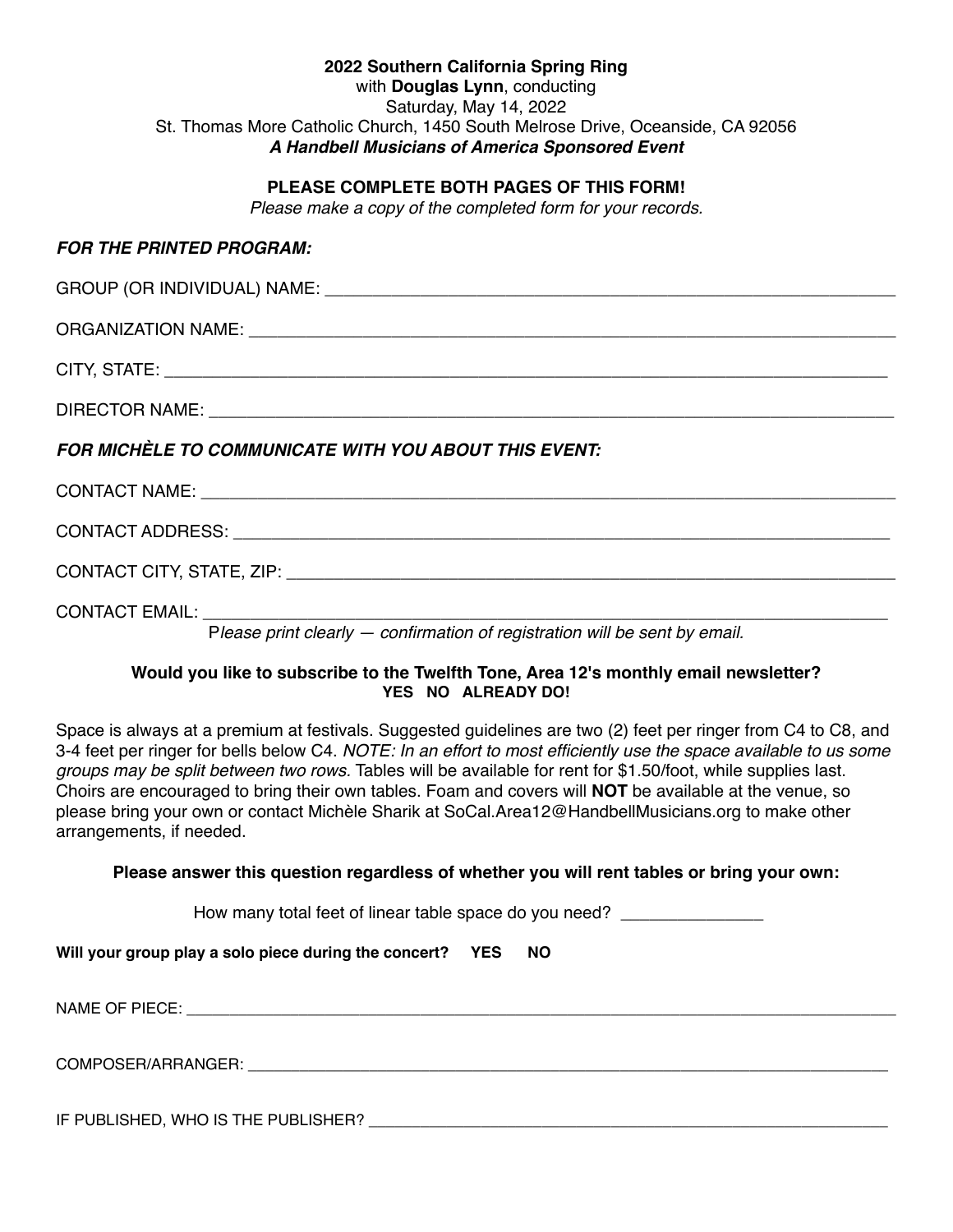**2022 Southern California Spring Ring**
with **Douglas Lynn**, conducting
Saturday, May 14, 2022
St. Thomas More Catholic Church, 1450 South Melrose Drive, Oceanside, CA 92056
***A Handbell Musicians of America Sponsored Event***

**PLEASE COMPLETE BOTH PAGES OF THIS FORM!**
*Please make a copy of the completed form for your records.*

***FOR THE PRINTED PROGRAM:***

GROUP (OR INDIVIDUAL) NAME: ____________________________________________

ORGANIZATION NAME: ____________________________________________

CITY, STATE: ____________________________________________

DIRECTOR NAME: ____________________________________________

***FOR MICHÈLE TO COMMUNICATE WITH YOU ABOUT THIS EVENT:***

CONTACT NAME: ____________________________________________

CONTACT ADDRESS: ____________________________________________

CONTACT CITY, STATE, ZIP: ____________________________________________

CONTACT EMAIL: ____________________________________________

P*lease print clearly — confirmation of registration will be sent by email.*

**Would you like to subscribe to the Twelfth Tone, Area 12's monthly email newsletter?**
**YES NO ALREADY DO!**

Space is always at a premium at festivals. Suggested guidelines are two (2) feet per ringer from C4 to C8, and 3-4 feet per ringer for bells below C4. *NOTE: In an effort to most efficiently use the space available to us some groups may be split between two rows.* Tables will be available for rent for $1.50/foot, while supplies last. Choirs are encouraged to bring their own tables. Foam and covers will **NOT** be available at the venue, so please bring your own or contact Michèle Sharik at SoCal.Area12@HandbellMusicians.org to make other arrangements, if needed.

**Please answer this question regardless of whether you will rent tables or bring your own:**

How many total feet of linear table space do you need? _______________

**Will your group play a solo piece during the concert? YES NO**

NAME OF PIECE: ____________________________________________

COMPOSER/ARRANGER: ____________________________________________

IF PUBLISHED, WHO IS THE PUBLISHER? ____________________________________________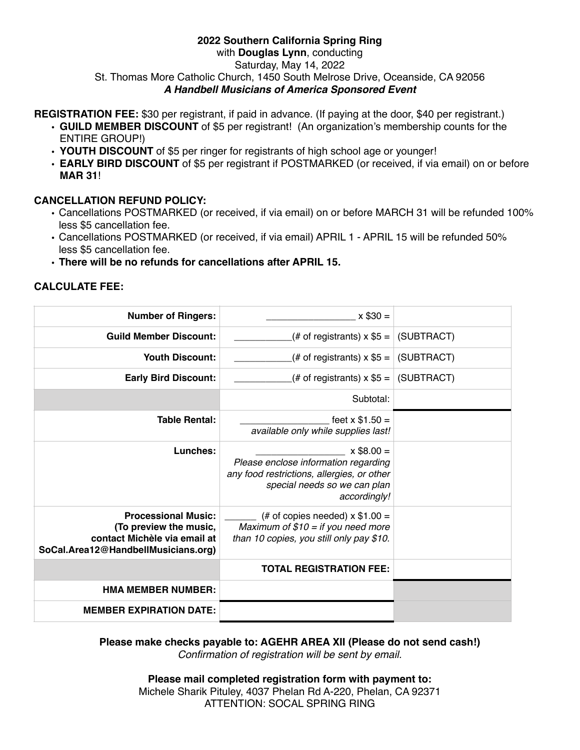**2022 Southern California Spring Ring**

with **Douglas Lynn**, conducting

Saturday, May 14, 2022

St. Thomas More Catholic Church, 1450 South Melrose Drive, Oceanside, CA 92056

***A Handbell Musicians of America Sponsored Event***

**REGISTRATION FEE:** $30 per registrant, if paid in advance. (If paying at the door, $40 per registrant.)

- **GUILD MEMBER DISCOUNT** of $5 per registrant! (An organization's membership counts for the ENTIRE GROUP!)
- **YOUTH DISCOUNT** of $5 per ringer for registrants of high school age or younger!
- **EARLY BIRD DISCOUNT** of $5 per registrant if POSTMARKED (or received, if via email) on or before **MAR 31**!

**CANCELLATION REFUND POLICY:**

- Cancellations POSTMARKED (or received, if via email) on or before MARCH 31 will be refunded 100% less $5 cancellation fee.
- Cancellations POSTMARKED (or received, if via email) APRIL 1 - APRIL 15 will be refunded 50% less $5 cancellation fee.
- **There will be no refunds for cancellations after APRIL 15.**

**CALCULATE FEE:**

| | | |
|---|---|---|
| **Number of Ringers:** | _________________ x $30 = | |
| **Guild Member Discount:** | ___________(# of registrants) x $5 = | (SUBTRACT) |
| **Youth Discount:** | ___________(# of registrants) x $5 = | (SUBTRACT) |
| **Early Bird Discount:** | ___________(# of registrants) x $5 = | (SUBTRACT) |
| | Subtotal: | |
| **Table Rental:** | _________________ feet x $1.50 = *available only while supplies last!* | |
| **Lunches:** | _________________ x $8.00 = *Please enclose information regarding any food restrictions, allergies, or other special needs so we can plan accordingly!* | |
| **Processional Music: (To preview the music, contact Michèle via email at SoCal.Area12@HandbellMusicians.org)** | ______ (# of copies needed) x $1.00 = *Maximum of $10 = if you need more than 10 copies, you still only pay $10.* | |
| | **TOTAL REGISTRATION FEE:** | |
| **HMA MEMBER NUMBER:** | | |
| **MEMBER EXPIRATION DATE:** | | |

**Please make checks payable to: AGEHR AREA XII (Please do not send cash!)**

*Confirmation of registration will be sent by email.*

**Please mail completed registration form with payment to:**

Michele Sharik Pituley, 4037 Phelan Rd A-220, Phelan, CA 92371

ATTENTION: SOCAL SPRING RING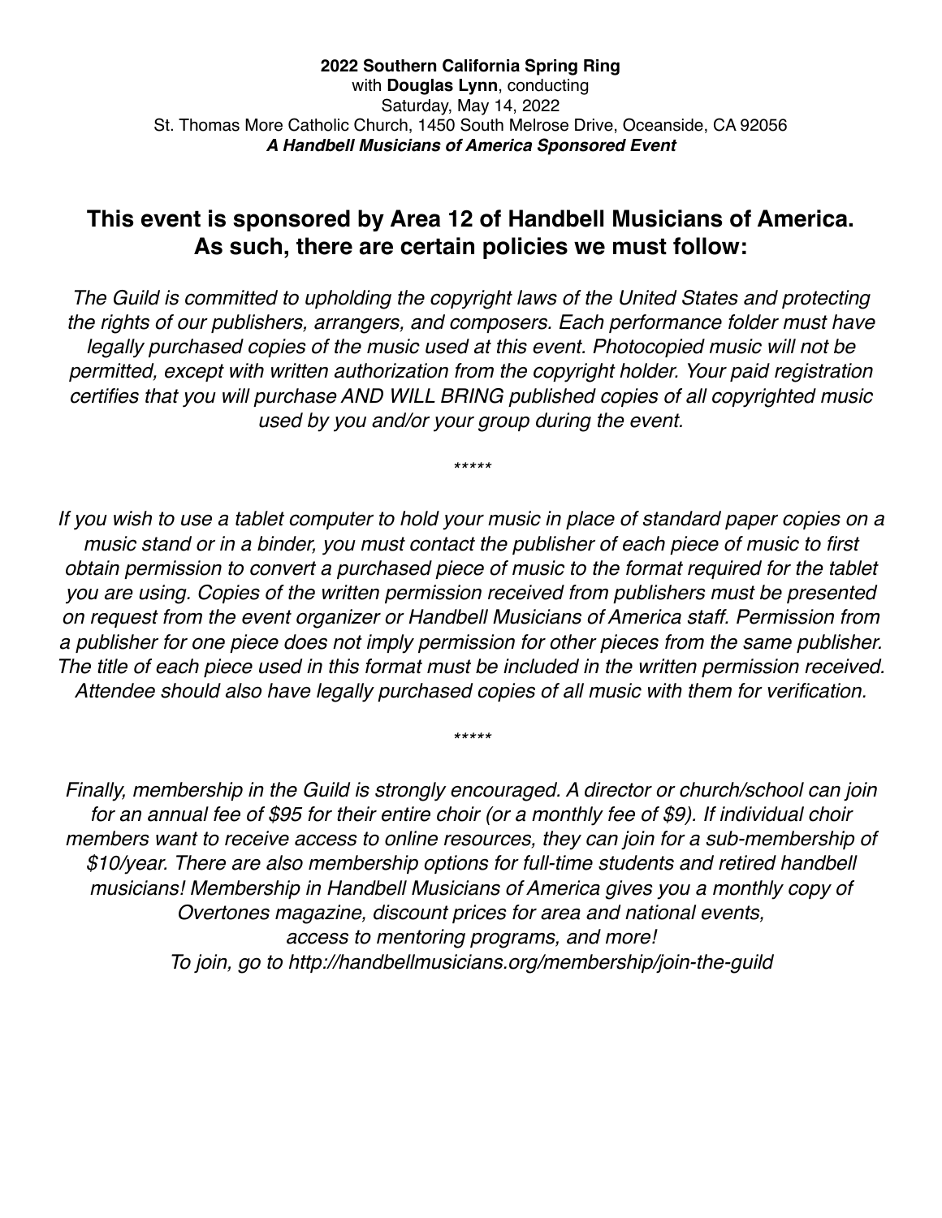**2022 Southern California Spring Ring**
with **Douglas Lynn**, conducting
Saturday, May 14, 2022
St. Thomas More Catholic Church, 1450 South Melrose Drive, Oceanside, CA 92056
***A Handbell Musicians of America Sponsored Event***

## This event is sponsored by Area 12 of Handbell Musicians of America. As such, there are certain policies we must follow:

*The Guild is committed to upholding the copyright laws of the United States and protecting the rights of our publishers, arrangers, and composers. Each performance folder must have legally purchased copies of the music used at this event. Photocopied music will not be permitted, except with written authorization from the copyright holder. Your paid registration certifies that you will purchase AND WILL BRING published copies of all copyrighted music used by you and/or your group during the event.*

*\*\*\*\*\**

*If you wish to use a tablet computer to hold your music in place of standard paper copies on a music stand or in a binder, you must contact the publisher of each piece of music to first obtain permission to convert a purchased piece of music to the format required for the tablet you are using. Copies of the written permission received from publishers must be presented on request from the event organizer or Handbell Musicians of America staff. Permission from a publisher for one piece does not imply permission for other pieces from the same publisher. The title of each piece used in this format must be included in the written permission received. Attendee should also have legally purchased copies of all music with them for verification.*

*\*\*\*\*\**

*Finally, membership in the Guild is strongly encouraged. A director or church/school can join for an annual fee of $95 for their entire choir (or a monthly fee of $9). If individual choir members want to receive access to online resources, they can join for a sub-membership of $10/year. There are also membership options for full-time students and retired handbell musicians! Membership in Handbell Musicians of America gives you a monthly copy of Overtones magazine, discount prices for area and national events, access to mentoring programs, and more!*
*To join, go to http://handbellmusicians.org/membership/join-the-guild*